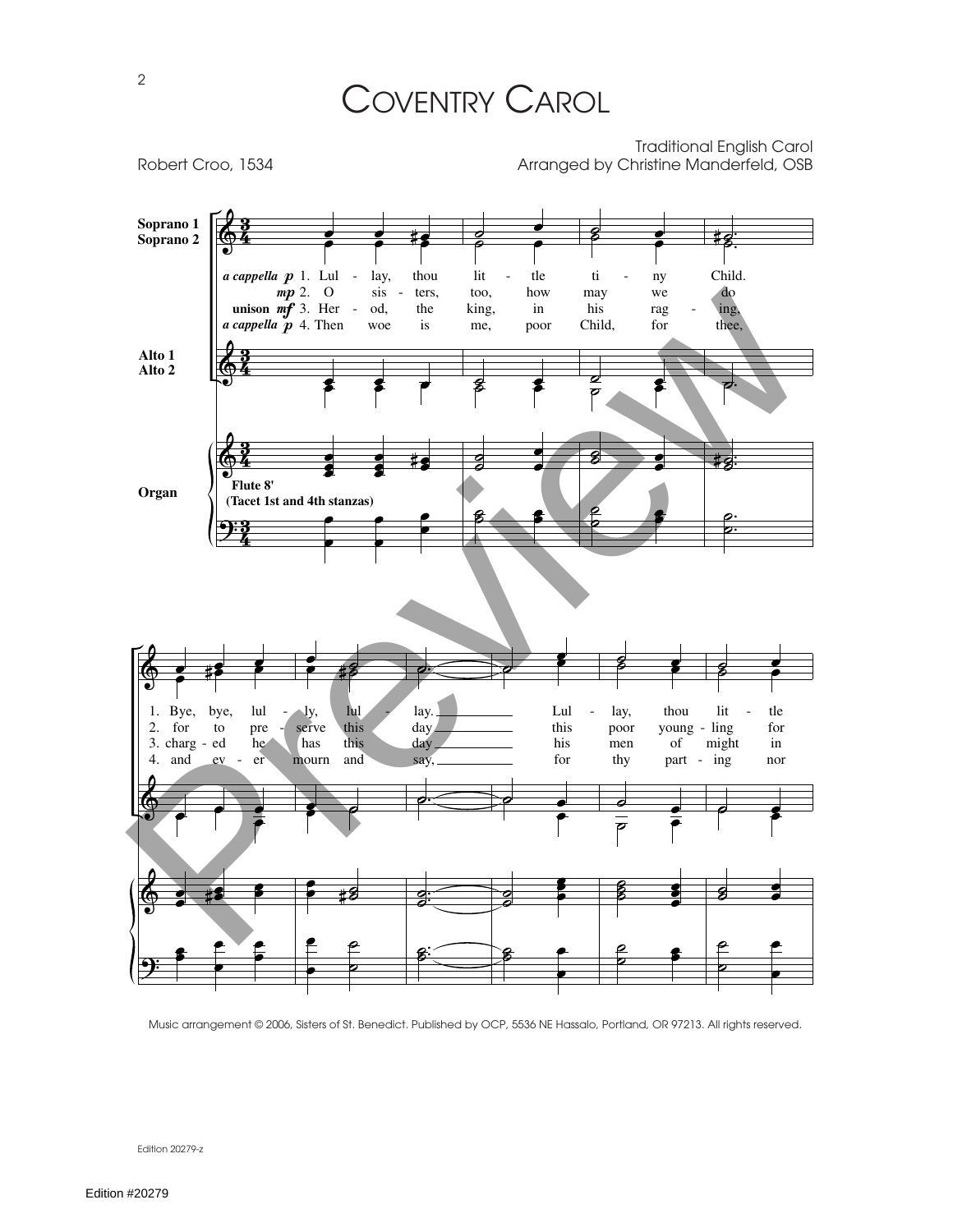# Coventry Carol

Robert Croo, 1534

Traditional English Carol
Arranged by Christine Manderfeld, OSB

Soprano 1
Soprano 2

*a cappella* *p* 1. Lul - lay, thou lit - tle ti - ny Child.
*mp* 2. O sis - ters, too, how may we do
unison *mf* 3. Her - od, the king, in his rag - ing,
*a cappella* *p* 4. Then woe is me, poor Child, for thee,

Alto 1
Alto 2

Organ

Flute 8'
(Tacet 1st and 4th stanzas)

1. Bye, bye, lul - ly, lul - lay. Lul - lay, thou lit - tle
2. for to pre - serve this day this poor young - ling for
3. charg - ed he has this day his men of might in
4. and ev - er mourn and say, for thy part - ing nor

Music arrangement © 2006, Sisters of St. Benedict. Published by OCP, 5536 NE Hassalo, Portland, OR 97213. All rights reserved.

Edition 20279-z

Edition #20279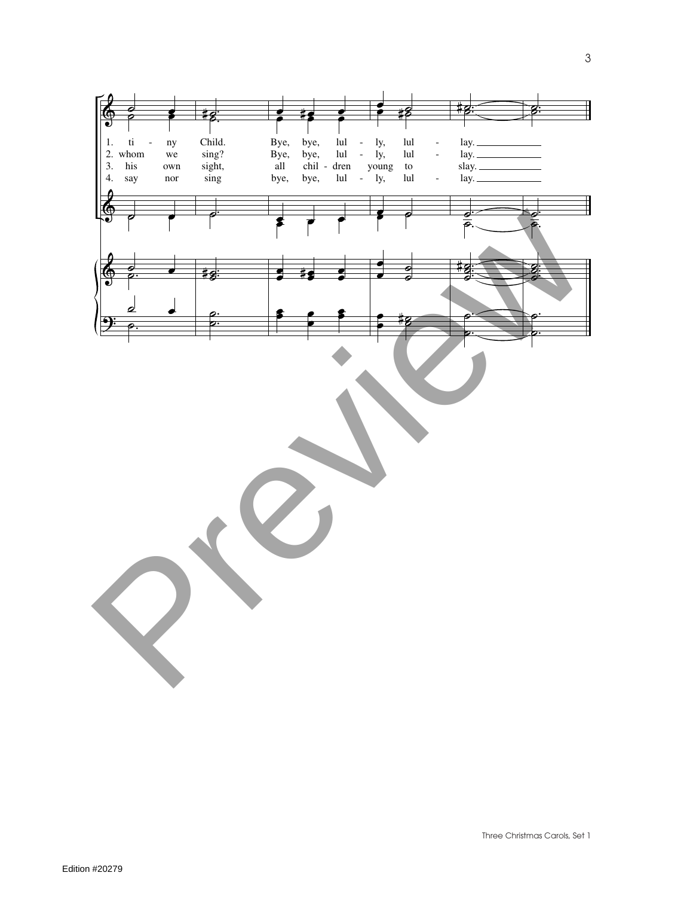1. ti - ny Child. Bye, bye, lul - ly, lul - lay.
2. whom we sing? Bye, bye, lul - ly, lul - lay.
3. his own sight, all chil - dren young to slay.
4. say nor sing bye, bye, lul - ly, lul - lay.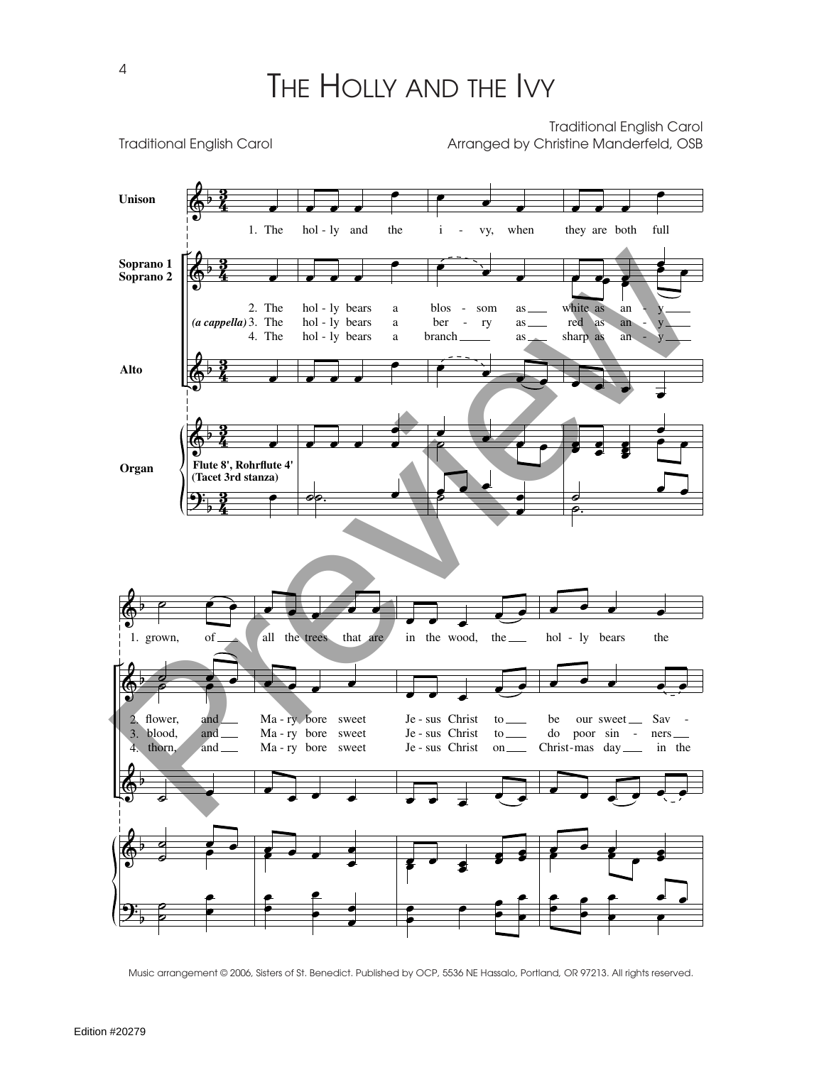# The Holly and the Ivy

Traditional English Carol

Traditional English Carol
Arranged by Christine Manderfeld, OSB

Unison

Soprano 1
Soprano 2

Alto

Organ

Flute 8', Rohrflute 4'
(Tacet 3rd stanza)

*(a cappella)*

1. The holly and the ivy, when they are both full grown, of all the trees that are in the wood, the holly bears the
2. The holly bears a blossom as white as any flower, and Mary bore sweet Jesus Christ to be our sweet Sav-
3. The holly bears a berry as red as any blood, and Mary bore sweet Jesus Christ to do poor sinners
4. The holly bears a branch as sharp as any thorn, and Mary bore sweet Jesus Christ on Christmas day in the

Music arrangement © 2006, Sisters of St. Benedict. Published by OCP, 5536 NE Hassalo, Portland, OR 97213. All rights reserved.

Edition #20279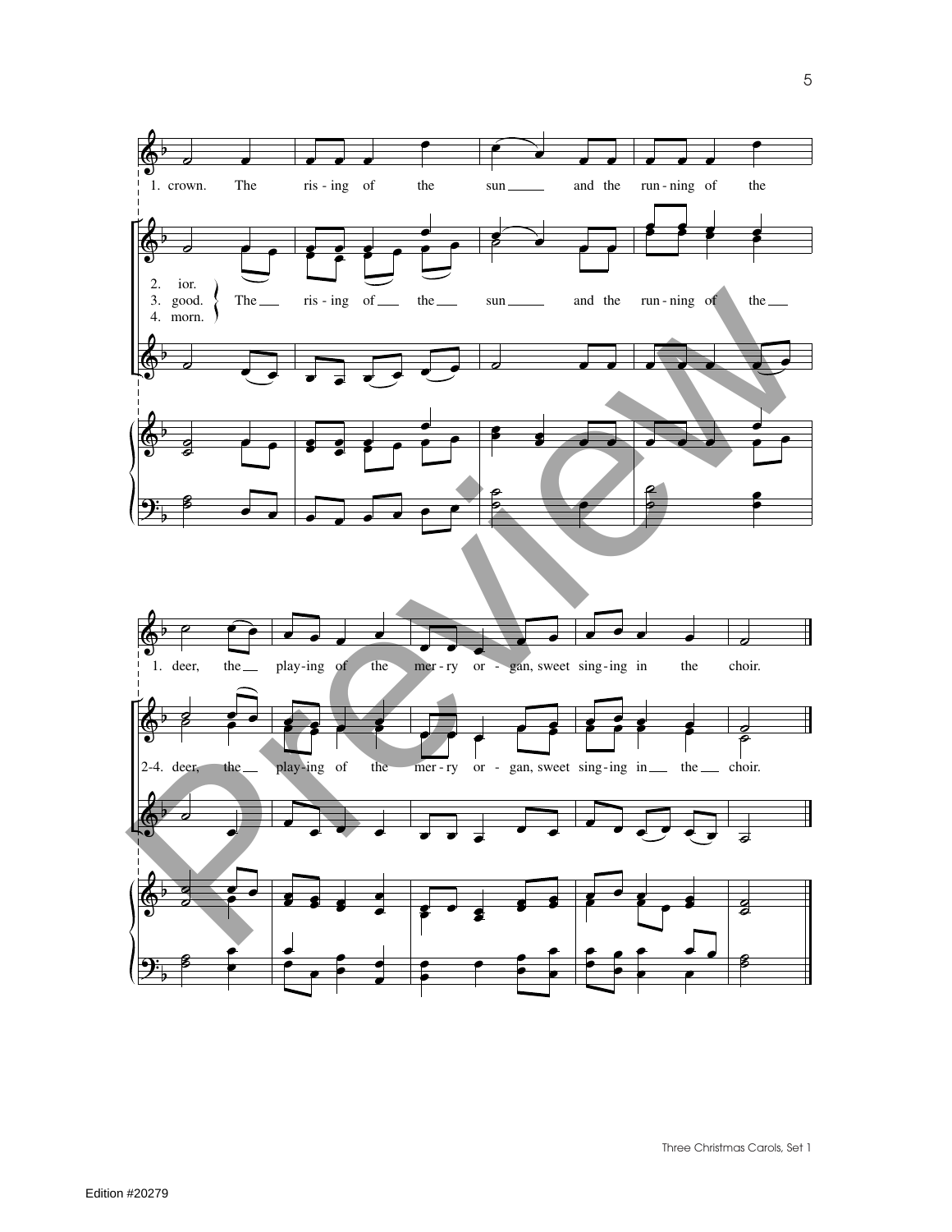1. crown. The rising of the sun and the running of the

2. ior.
3. good.
4. morn.

The rising of the sun and the running of the

1. deer, the playing of the merry organ, sweet singing in the choir.

2-4. deer, the playing of the merry organ, sweet singing in the choir.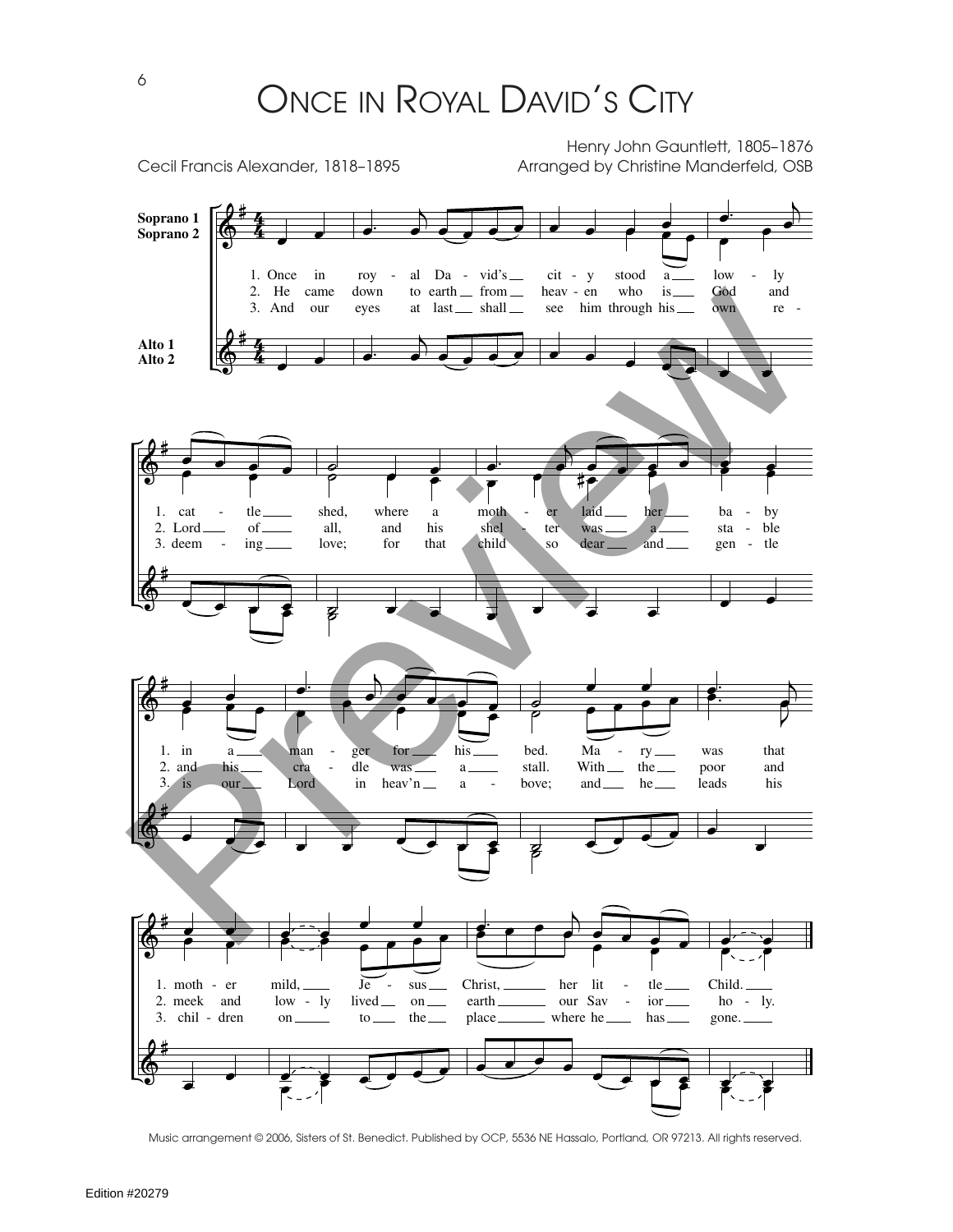# Once in Royal David's City

Cecil Francis Alexander, 1818–1895

Henry John Gauntlett, 1805–1876
Arranged by Christine Manderfeld, OSB

Soprano 1
Soprano 2

Alto 1
Alto 2

1. Once in royal David's city stood a lowly cattle shed, where a mother laid her baby in a manger for his bed. Mary was that mother mild, Jesus Christ, her little Child.

2. He came down to earth from heaven who is God and Lord of all, and his shelter was a stable and his cradle was a stall. With the poor and meek and lowly lived on earth our Savior holy.

3. And our eyes at last shall see him through his own redeeming love; for that child so dear and gentle is our Lord in heav'n above; and he leads his children on to the place where he has gone.

Music arrangement © 2006, Sisters of St. Benedict. Published by OCP, 5536 NE Hassalo, Portland, OR 97213. All rights reserved.

Edition #20279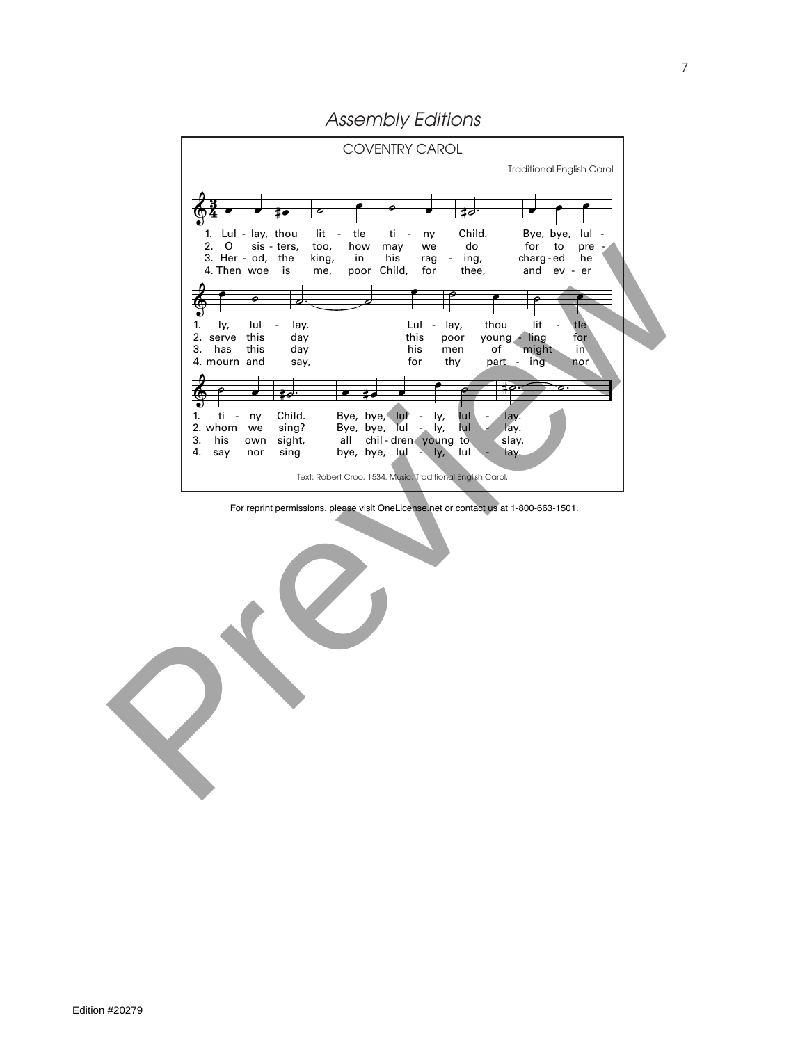## *Assembly Editions*

### COVENTRY CAROL

Traditional English Carol

1. Lul - lay, thou lit - tle ti - ny Child. Bye, bye, lul - ly, lul - lay. Lul - lay, thou lit - tle ti - ny Child. Bye, bye, lul - ly, lul - lay.
2. O sis - ters, too, how may we do for to pre - serve this day this poor young - ling for whom we sing? Bye, bye, lul - ly, lul - lay.
3. Her - od, the king, in his rag - ing, charg - ed he has this day his men of might in his own sight, all chil - dren young to slay.
4. Then woe is me, poor Child, for thee, and ev - er mourn and say, for thy part - ing nor say nor sing bye, bye, lul - ly, lul - lay.

Text: Robert Croo, 1534. Music: Traditional English Carol.

For reprint permissions, please visit OneLicense.net or contact us at 1-800-663-1501.

Edition #20279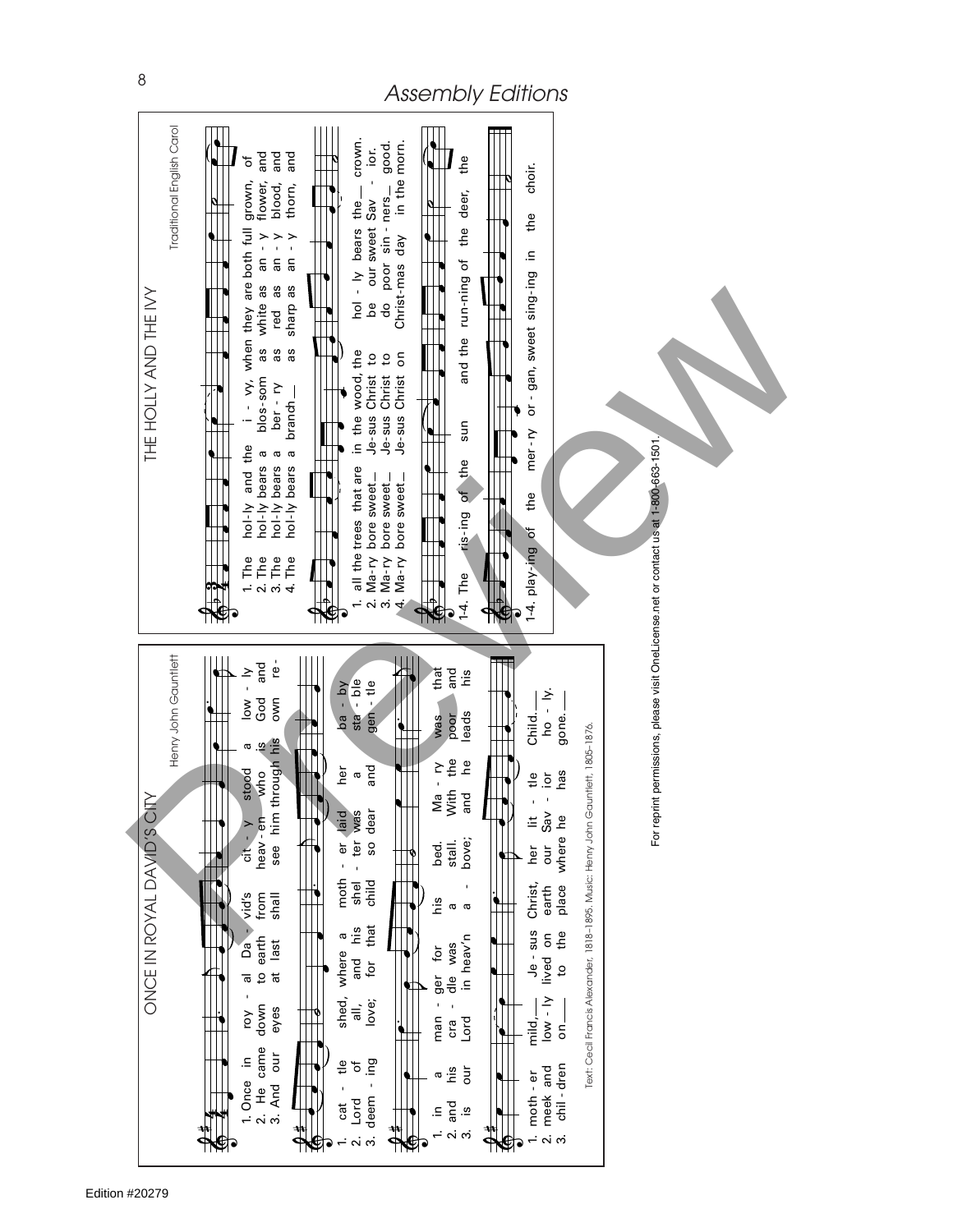## ONCE IN ROYAL DAVID'S CITY

Henry John Gauntlett

1. Once in roy - al Da - vid's cit - y stood a low - ly
2. He came down to earth from heav - en who is God and
3. And our eyes at last shall see him through his own re -

1. cat - tle shed, where a moth - er laid her ba - by
2. Lord of all, and his shel - ter was a sta - ble
3. deem - ing love; for that child so dear and gen - tle

1. in a man - ger for his bed. Ma - ry was that
2. and his cra - dle was a stall. With the poor and
3. is our Lord in heav'n a - bove; and he leads his

1. moth - er mild, Je - sus Christ, her lit - tle Child.
2. meek and low - ly lived on earth our Sav - ior ho - ly.
3. chil - dren on to the place where he has gone.

Text: Cecil Francis Alexander, 1818–1895. Music: Henry John Gauntlett, 1805–1876.

## THE HOLLY AND THE IVY

Traditional English Carol

1. The hol-ly and the i - vy, when they are both full grown, of
2. The hol-ly bears a blos-som as white as an - y flower, and
3. The hol-ly bears a ber - ry as red as an - y blood, and
4. The hol-ly bears a branch as sharp as an - y thorn, and

1. all the trees that are in the wood, the hol - ly bears the crown.
2. Ma-ry bore sweet Je-sus Christ to be our sweet Sav - ior.
3. Ma-ry bore sweet Je-sus Christ to do poor sin - ners good.
4. Ma-ry bore sweet Je-sus Christ on Christ-mas day in the morn.

1-4. The ris-ing of the sun and the run-ning of the deer, the

1-4. play-ing of the mer-ry or - gan, sweet sing-ing in the choir.

For reprint permissions, please visit OneLicense.net or contact us at 1-800-663-1501.